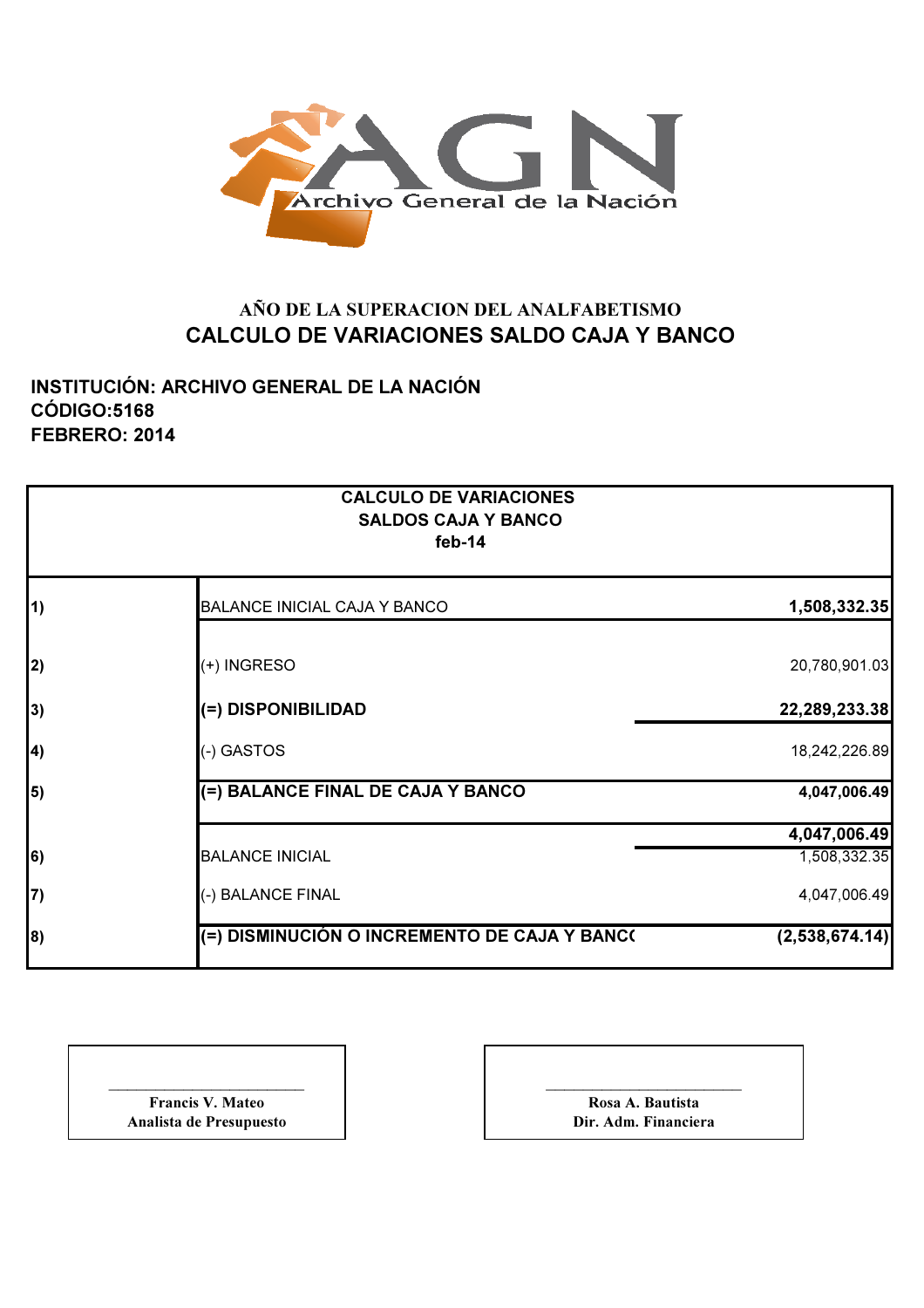Archivo General de la Nación

AÑO DE LA SUPERACION DEL ANALFABETISMO

## CALCULO DE VARIACIONES SALDO CAJA Y BANCO

**INSTITUCIÓN: ARCHIVO GENERAL DE LA NACIÓN**
**CÓDIGO:5168**
**FEBRERO: 2014**

| CALCULO DE VARIACIONES SALDOS CAJA Y BANCO feb-14 | | |
|---|---|---|
| **1)** | BALANCE INICIAL CAJA Y BANCO | **1,508,332.35** |
| **2)** | (+) INGRESO | 20,780,901.03 |
| **3)** | **(=) DISPONIBILIDAD** | **22,289,233.38** |
| **4)** | (-) GASTOS | 18,242,226.89 |
| **5)** | **(=) BALANCE FINAL DE CAJA Y BANCO** | **4,047,006.49** |
| | | **4,047,006.49** |
| **6)** | BALANCE INICIAL | 1,508,332.35 |
| **7)** | (-) BALANCE FINAL | 4,047,006.49 |
| **8)** | **(=) DISMINUCIÓN O INCREMENTO DE CAJA Y BANC(** | **(2,538,674.14)** |

| | |
|---|---|
| **Francis V. Mateo** | **Rosa A. Bautista** |
| **Analista de Presupuesto** | **Dir. Adm. Financiera** |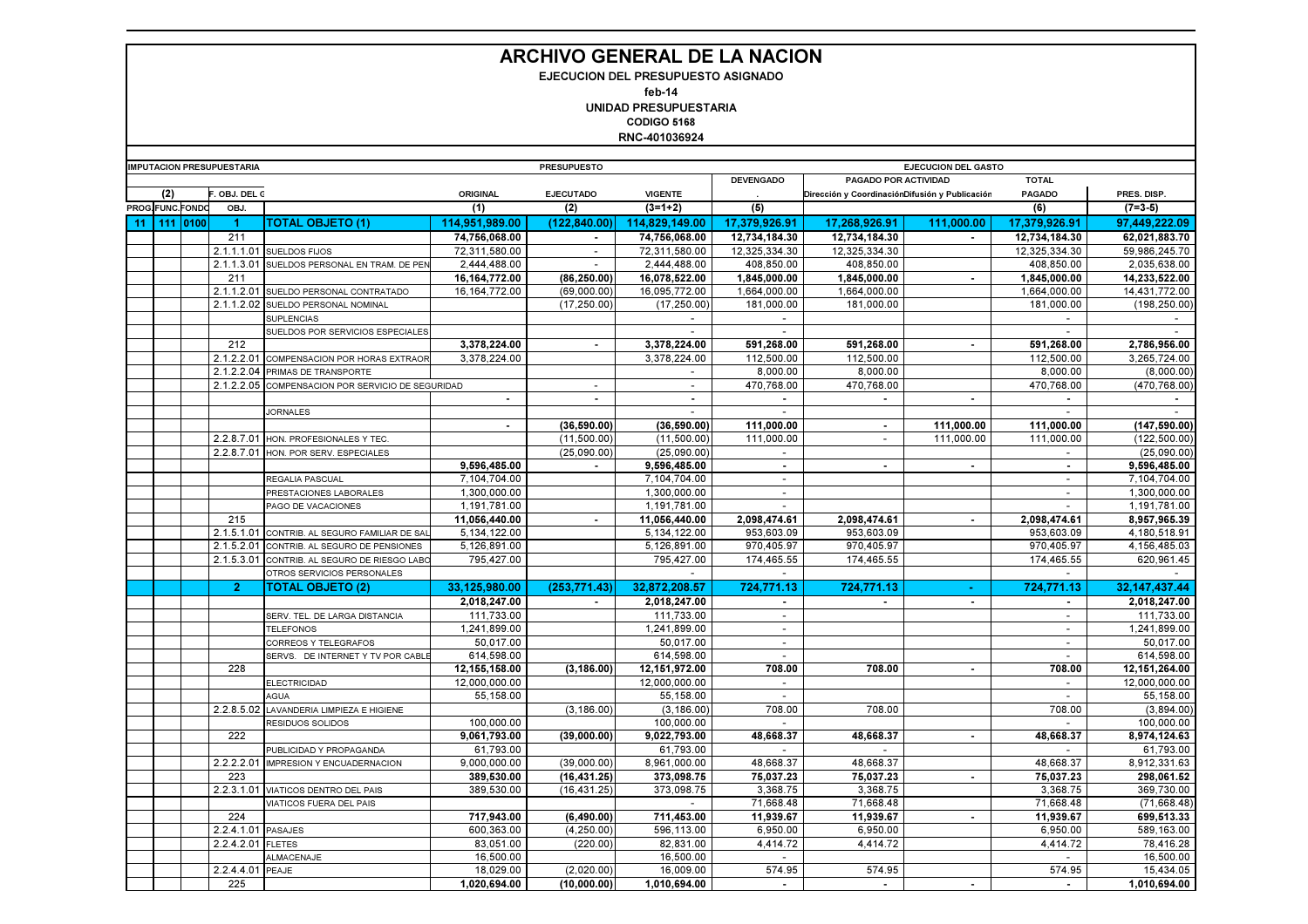# ARCHIVO GENERAL DE LA NACION

**EJECUCION DEL PRESUPUESTO ASIGNADO**

**feb-14**

**UNIDAD PRESUPUESTARIA**

**CODIGO 5168**

**RNC-401036924**

| IMPUTACION PRESUPUESTARIA | | | | | PRESUPUESTO | | | | EJECUCION DEL GASTO | | | |
|---|---|---|---|---|---|---|---|---|---|---|---|---|
| | | | | | | | | DEVENGADO | PAGADO POR ACTIVIDAD | | TOTAL | |
| (2) | | | F. OBJ. DEL G | | ORIGINAL | EJECUTADO | VIGENTE | | Dirección y Coordinación | Difusión y Publicación | PAGADO | PRES. DISP. |
| PROG. | FUNC. | FONDO | OBJ. | | (1) | (2) | (3=1+2) | (5) | | | (6) | (7=3-5) |
| 11 | 111 | 0100 | **1** | **TOTAL OBJETO (1)** | **114,951,989.00** | **(122,840.00)** | **114,829,149.00** | **17,379,926.91** | **17,268,926.91** | **111,000.00** | **17,379,926.91** | **97,449,222.09** |
| | | | 211 | | **74,756,068.00** | **-** | **74,756,068.00** | **12,734,184.30** | **12,734,184.30** | **-** | **12,734,184.30** | **62,021,883.70** |
| | | | 2.1.1.1.01 | SUELDOS FIJOS | 72,311,580.00 | - | 72,311,580.00 | 12,325,334.30 | 12,325,334.30 | | 12,325,334.30 | 59,986,245.70 |
| | | | 2.1.1.3.01 | SUELDOS PERSONAL EN TRAM. DE PEN | 2,444,488.00 | - | 2,444,488.00 | 408,850.00 | 408,850.00 | | 408,850.00 | 2,035,638.00 |
| | | | 211 | | **16,164,772.00** | **(86,250.00)** | **16,078,522.00** | **1,845,000.00** | **1,845,000.00** | **-** | **1,845,000.00** | **14,233,522.00** |
| | | | 2.1.1.2.01 | SUELDO PERSONAL CONTRATADO | 16,164,772.00 | (69,000.00) | 16,095,772.00 | 1,664,000.00 | 1,664,000.00 | | 1,664,000.00 | 14,431,772.00 |
| | | | 2.1.1.2.02 | SUELDO PERSONAL NOMINAL | | (17,250.00) | (17,250.00) | 181,000.00 | 181,000.00 | | 181,000.00 | (198,250.00) |
| | | | | SUPLENCIAS | | | - | - | | | - | - |
| | | | | SUELDOS POR SERVICIOS ESPECIALES | | | - | - | | | - | - |
| | | | 212 | | **3,378,224.00** | **-** | **3,378,224.00** | **591,268.00** | **591,268.00** | **-** | **591,268.00** | **2,786,956.00** |
| | | | 2.1.2.2.01 | COMPENSACION POR HORAS EXTRAOR | 3,378,224.00 | | 3,378,224.00 | 112,500.00 | 112,500.00 | | 112,500.00 | 3,265,724.00 |
| | | | 2.1.2.2.04 | PRIMAS DE TRANSPORTE | | | - | 8,000.00 | 8,000.00 | | 8,000.00 | (8,000.00) |
| | | | 2.1.2.2.05 | COMPENSACION POR SERVICIO DE SEGURIDAD | | - | - | 470,768.00 | 470,768.00 | | 470,768.00 | (470,768.00) |
| | | | | | **-** | **-** | **-** | **-** | **-** | **-** | **-** | **-** |
| | | | | JORNALES | | | - | - | | | - | - |
| | | | | | **-** | **(36,590.00)** | **(36,590.00)** | **111,000.00** | **-** | **111,000.00** | **111,000.00** | **(147,590.00)** |
| | | | 2.2.8.7.01 | HON. PROFESIONALES Y TEC. | | (11,500.00) | (11,500.00) | 111,000.00 | - | 111,000.00 | 111,000.00 | (122,500.00) |
| | | | 2.2.8.7.01 | HON. POR SERV. ESPECIALES | | (25,090.00) | (25,090.00) | - | | | - | (25,090.00) |
| | | | | | **9,596,485.00** | **-** | **9,596,485.00** | **-** | **-** | **-** | **-** | **9,596,485.00** |
| | | | | REGALIA PASCUAL | 7,104,704.00 | | 7,104,704.00 | - | | | - | 7,104,704.00 |
| | | | | PRESTACIONES LABORALES | 1,300,000.00 | | 1,300,000.00 | - | | | - | 1,300,000.00 |
| | | | | PAGO DE VACACIONES | 1,191,781.00 | | 1,191,781.00 | - | | | - | 1,191,781.00 |
| | | | 215 | | **11,056,440.00** | **-** | **11,056,440.00** | **2,098,474.61** | **2,098,474.61** | **-** | **2,098,474.61** | **8,957,965.39** |
| | | | 2.1.5.1.01 | CONTRIB. AL SEGURO FAMILIAR DE SAL | 5,134,122.00 | | 5,134,122.00 | 953,603.09 | 953,603.09 | | 953,603.09 | 4,180,518.91 |
| | | | 2.1.5.2.01 | CONTRIB. AL SEGURO DE PENSIONES | 5,126,891.00 | | 5,126,891.00 | 970,405.97 | 970,405.97 | | 970,405.97 | 4,156,485.03 |
| | | | 2.1.5.3.01 | CONTRIB. AL SEGURO DE RIESGO LABO | 795,427.00 | | 795,427.00 | 174,465.55 | 174,465.55 | | 174,465.55 | 620,961.45 |
| | | | | OTROS SERVICIOS PERSONALES | | | - | - | | | - | - |
| | | | **2** | **TOTAL OBJETO (2)** | **33,125,980.00** | **(253,771.43)** | **32,872,208.57** | **724,771.13** | **724,771.13** | **-** | **724,771.13** | **32,147,437.44** |
| | | | | | **2,018,247.00** | **-** | **2,018,247.00** | **-** | **-** | **-** | **-** | **2,018,247.00** |
| | | | | SERV. TEL. DE LARGA DISTANCIA | 111,733.00 | | 111,733.00 | - | | | - | 111,733.00 |
| | | | | TELEFONOS | 1,241,899.00 | | 1,241,899.00 | - | | | - | 1,241,899.00 |
| | | | | CORREOS Y TELEGRAFOS | 50,017.00 | | 50,017.00 | - | | | - | 50,017.00 |
| | | | | SERVS. DE INTERNET Y TV POR CABLE | 614,598.00 | | 614,598.00 | - | | | - | 614,598.00 |
| | | | 228 | | **12,155,158.00** | **(3,186.00)** | **12,151,972.00** | **708.00** | **708.00** | **-** | **708.00** | **12,151,264.00** |
| | | | | ELECTRICIDAD | 12,000,000.00 | | 12,000,000.00 | - | | | - | 12,000,000.00 |
| | | | | AGUA | 55,158.00 | | 55,158.00 | - | | | - | 55,158.00 |
| | | | 2.2.8.5.02 | LAVANDERIA LIMPIEZA E HIGIENE | | (3,186.00) | (3,186.00) | 708.00 | 708.00 | | 708.00 | (3,894.00) |
| | | | | RESIDUOS SOLIDOS | 100,000.00 | | 100,000.00 | - | | | - | 100,000.00 |
| | | | 222 | | **9,061,793.00** | **(39,000.00)** | **9,022,793.00** | **48,668.37** | **48,668.37** | **-** | **48,668.37** | **8,974,124.63** |
| | | | | PUBLICIDAD Y PROPAGANDA | 61,793.00 | | 61,793.00 | - | - | | - | 61,793.00 |
| | | | 2.2.2.2.01 | IMPRESION Y ENCUADERNACION | 9,000,000.00 | (39,000.00) | 8,961,000.00 | 48,668.37 | 48,668.37 | | 48,668.37 | 8,912,331.63 |
| | | | 223 | | **389,530.00** | **(16,431.25)** | **373,098.75** | **75,037.23** | **75,037.23** | **-** | **75,037.23** | **298,061.52** |
| | | | 2.2.3.1.01 | VIATICOS DENTRO DEL PAIS | 389,530.00 | (16,431.25) | 373,098.75 | 3,368.75 | 3,368.75 | | 3,368.75 | 369,730.00 |
| | | | | VIATICOS FUERA DEL PAIS | | | - | 71,668.48 | 71,668.48 | | 71,668.48 | (71,668.48) |
| | | | 224 | | **717,943.00** | **(6,490.00)** | **711,453.00** | **11,939.67** | **11,939.67** | **-** | **11,939.67** | **699,513.33** |
| | | | 2.2.4.1.01 | PASAJES | 600,363.00 | (4,250.00) | 596,113.00 | 6,950.00 | 6,950.00 | | 6,950.00 | 589,163.00 |
| | | | 2.2.4.2.01 | FLETES | 83,051.00 | (220.00) | 82,831.00 | 4,414.72 | 4,414.72 | | 4,414.72 | 78,416.28 |
| | | | | ALMACENAJE | 16,500.00 | | 16,500.00 | - | | | - | 16,500.00 |
| | | | 2.2.4.4.01 | PEAJE | 18,029.00 | (2,020.00) | 16,009.00 | 574.95 | 574.95 | | 574.95 | 15,434.05 |
| | | | 225 | | **1,020,694.00** | **(10,000.00)** | **1,010,694.00** | **-** | **-** | **-** | **-** | **1,010,694.00** |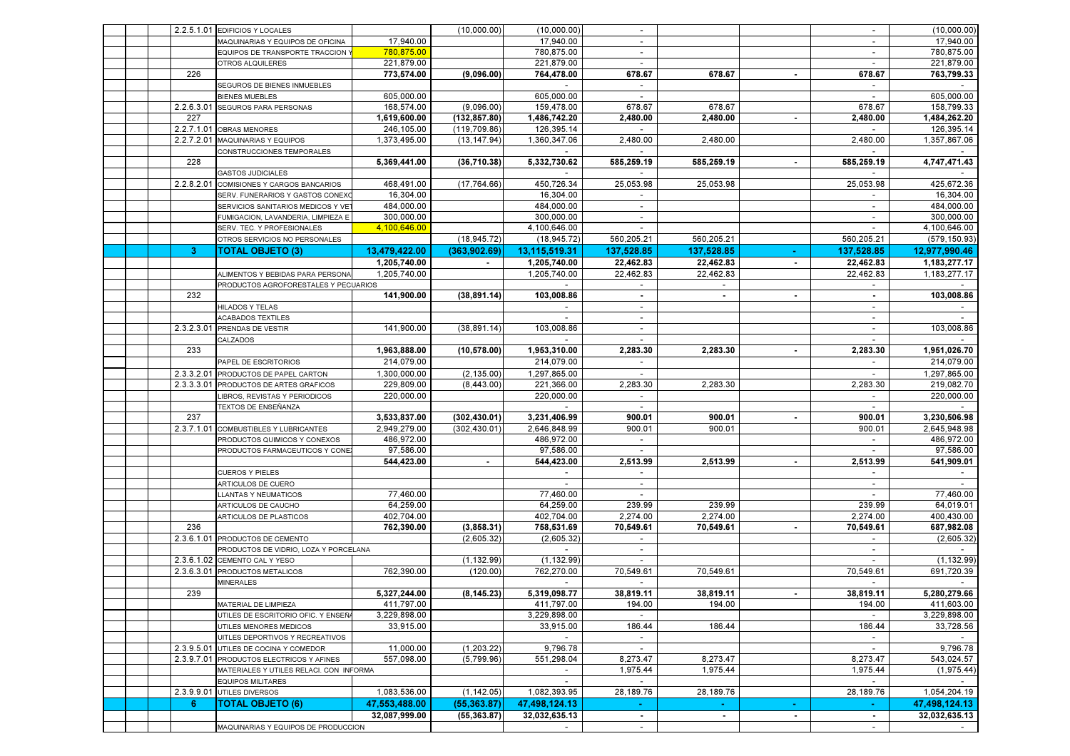| Código | Descripción | | | | | | | | |
|---|---|---|---|---|---|---|---|---|---|
| 2.2.5.1.01 | EDIFICIOS Y LOCALES | | (10,000.00) | (10,000.00) | - | | | - | (10,000.00) |
| | MAQUINARIAS Y EQUIPOS DE OFICINA | 17,940.00 | | 17,940.00 | - | | | - | 17,940.00 |
| | EQUIPOS DE TRANSPORTE TRACCION Y | 780,875.00 | | 780,875.00 | - | | | - | 780,875.00 |
| | OTROS ALQUILERES | 221,879.00 | | 221,879.00 | - | | | - | 221,879.00 |
| **226** | | **773,574.00** | **(9,096.00)** | **764,478.00** | **678.67** | **678.67** | **-** | **678.67** | **763,799.33** |
| | SEGUROS DE BIENES INMUEBLES | | | - | - | | | - | - |
| | BIENES MUEBLES | 605,000.00 | | 605,000.00 | - | | | - | 605,000.00 |
| 2.2.6.3.01 | SEGUROS PARA PERSONAS | 168,574.00 | (9,096.00) | 159,478.00 | 678.67 | 678.67 | | 678.67 | 158,799.33 |
| **227** | | **1,619,600.00** | **(132,857.80)** | **1,486,742.20** | **2,480.00** | **2,480.00** | **-** | **2,480.00** | **1,484,262.20** |
| 2.2.7.1.01 | OBRAS MENORES | 246,105.00 | (119,709.86) | 126,395.14 | - | | | - | 126,395.14 |
| 2.2.7.2.01 | MAQUINARIAS Y EQUIPOS | 1,373,495.00 | (13,147.94) | 1,360,347.06 | 2,480.00 | 2,480.00 | | 2,480.00 | 1,357,867.06 |
| | CONSTRUCCIONES TEMPORALES | | | - | - | | | - | - |
| **228** | | **5,369,441.00** | **(36,710.38)** | **5,332,730.62** | **585,259.19** | **585,259.19** | **-** | **585,259.19** | **4,747,471.43** |
| | GASTOS JUDICIALES | | | - | - | | | - | - |
| 2.2.8.2.01 | COMISIONES Y CARGOS BANCARIOS | 468,491.00 | (17,764.66) | 450,726.34 | 25,053.98 | 25,053.98 | | 25,053.98 | 425,672.36 |
| | SERV. FUNERARIOS Y GASTOS CONEXO | 16,304.00 | | 16,304.00 | - | | | - | 16,304.00 |
| | SERVICIOS SANITARIOS MEDICOS Y VET | 484,000.00 | | 484,000.00 | - | | | - | 484,000.00 |
| | FUMIGACION, LAVANDERIA, LIMPIEZA E | 300,000.00 | | 300,000.00 | - | | | - | 300,000.00 |
| | SERV. TEC. Y PROFESIONALES | 4,100,646.00 | | 4,100,646.00 | - | | | - | 4,100,646.00 |
| | OTROS SERVICIOS NO PERSONALES | | (18,945.72) | (18,945.72) | 560,205.21 | 560,205.21 | | 560,205.21 | (579,150.93) |
| **3** | **TOTAL OBJETO (3)** | **13,479,422.00** | **(363,902.69)** | **13,115,519.31** | **137,528.85** | **137,528.85** | **-** | **137,528.85** | **12,977,990.46** |
| | | **1,205,740.00** | **-** | **1,205,740.00** | **22,462.83** | **22,462.83** | **-** | **22,462.83** | **1,183,277.17** |
| | ALIMENTOS Y BEBIDAS PARA PERSONA | 1,205,740.00 | | 1,205,740.00 | 22,462.83 | 22,462.83 | | 22,462.83 | 1,183,277.17 |
| | PRODUCTOS AGROFORESTALES Y PECUARIOS | | | - | - | - | | - | - |
| **232** | | **141,900.00** | **(38,891.14)** | **103,008.86** | **-** | **-** | **-** | **-** | **103,008.86** |
| | HILADOS Y TELAS | | | - | - | | | - | - |
| | ACABADOS TEXTILES | | | - | - | | | - | - |
| 2.3.2.3.01 | PRENDAS DE VESTIR | 141,900.00 | (38,891.14) | 103,008.86 | - | | | - | 103,008.86 |
| | CALZADOS | | | - | - | | | - | - |
| **233** | | **1,963,888.00** | **(10,578.00)** | **1,953,310.00** | **2,283.30** | **2,283.30** | **-** | **2,283.30** | **1,951,026.70** |
| | PAPEL DE ESCRITORIOS | 214,079.00 | | 214,079.00 | - | | | - | 214,079.00 |
| 2.3.3.2.01 | PRODUCTOS DE PAPEL CARTON | 1,300,000.00 | (2,135.00) | 1,297,865.00 | - | | | - | 1,297,865.00 |
| 2.3.3.3.01 | PRODUCTOS DE ARTES GRAFICOS | 229,809.00 | (8,443.00) | 221,366.00 | 2,283.30 | 2,283.30 | | 2,283.30 | 219,082.70 |
| | LIBROS, REVISTAS Y PERIODICOS | 220,000.00 | | 220,000.00 | - | | | - | 220,000.00 |
| | TEXTOS DE ENSEÑANZA | | | - | - | | | - | - |
| **237** | | **3,533,837.00** | **(302,430.01)** | **3,231,406.99** | **900.01** | **900.01** | **-** | **900.01** | **3,230,506.98** |
| 2.3.7.1.01 | COMBUSTIBLES Y LUBRICANTES | 2,949,279.00 | (302,430.01) | 2,646,848.99 | 900.01 | 900.01 | | 900.01 | 2,645,948.98 |
| | PRODUCTOS QUIMICOS Y CONEXOS | 486,972.00 | | 486,972.00 | - | | | - | 486,972.00 |
| | PRODUCTOS FARMACEUTICOS Y CONEX | 97,586.00 | | 97,586.00 | - | | | - | 97,586.00 |
| | | **544,423.00** | **-** | **544,423.00** | **2,513.99** | **2,513.99** | **-** | **2,513.99** | **541,909.01** |
| | CUEROS Y PIELES | | | - | - | | | - | - |
| | ARTICULOS DE CUERO | | | - | - | | | - | - |
| | LLANTAS Y NEUMATICOS | 77,460.00 | | 77,460.00 | - | | | - | 77,460.00 |
| | ARTICULOS DE CAUCHO | 64,259.00 | | 64,259.00 | 239.99 | 239.99 | | 239.99 | 64,019.01 |
| | ARTICULOS DE PLASTICOS | 402,704.00 | | 402,704.00 | 2,274.00 | 2,274.00 | | 2,274.00 | 400,430.00 |
| **236** | | **762,390.00** | **(3,858.31)** | **758,531.69** | **70,549.61** | **70,549.61** | **-** | **70,549.61** | **687,982.08** |
| 2.3.6.1.01 | PRODUCTOS DE CEMENTO | | (2,605.32) | (2,605.32) | - | | | - | (2,605.32) |
| | PRODUCTOS DE VIDRIO, LOZA Y PORCELANA | | | - | - | | | - | - |
| 2.3.6.1.02 | CEMENTO CAL Y YESO | | (1,132.99) | (1,132.99) | - | | | - | (1,132.99) |
| 2.3.6.3.01 | PRODUCTOS METALICOS | 762,390.00 | (120.00) | 762,270.00 | 70,549.61 | 70,549.61 | | 70,549.61 | 691,720.39 |
| | MINERALES | | | - | - | | | - | - |
| **239** | | **5,327,244.00** | **(8,145.23)** | **5,319,098.77** | **38,819.11** | **38,819.11** | **-** | **38,819.11** | **5,280,279.66** |
| | MATERIAL DE LIMPIEZA | 411,797.00 | | 411,797.00 | 194.00 | 194.00 | | 194.00 | 411,603.00 |
| | UTILES DE ESCRITORIO OFIC. Y ENSEÑA | 3,229,898.00 | | 3,229,898.00 | - | | | - | 3,229,898.00 |
| | UTILES MENORES MEDICOS | 33,915.00 | | 33,915.00 | 186.44 | 186.44 | | 186.44 | 33,728.56 |
| | UITLES DEPORTIVOS Y RECREATIVOS | | | - | - | | | - | - |
| 2.3.9.5.01 | UTILES DE COCINA Y COMEDOR | 11,000.00 | (1,203.22) | 9,796.78 | - | | | - | 9,796.78 |
| 2.3.9.7.01 | PRODUCTOS ELECTRICOS Y AFINES | 557,098.00 | (5,799.96) | 551,298.04 | 8,273.47 | 8,273.47 | | 8,273.47 | 543,024.57 |
| | MATERIALES Y UTILES RELACI. CON INFORMA | | | - | 1,975.44 | 1,975.44 | | 1,975.44 | (1,975.44) |
| | EQUIPOS MILITARES | | | - | - | | | - | - |
| 2.3.9.9.01 | UTILES DIVERSOS | 1,083,536.00 | (1,142.05) | 1,082,393.95 | 28,189.76 | 28,189.76 | | 28,189.76 | 1,054,204.19 |
| **6** | **TOTAL OBJETO (6)** | **47,553,488.00** | **(55,363.87)** | **47,498,124.13** | **-** | **-** | **-** | **-** | **47,498,124.13** |
| | | **32,087,999.00** | **(55,363.87)** | **32,032,635.13** | **-** | **-** | **-** | **-** | **32,032,635.13** |
| | MAQUINARIAS Y EQUIPOS DE PRODUCCION | | | - | - | | | - | - |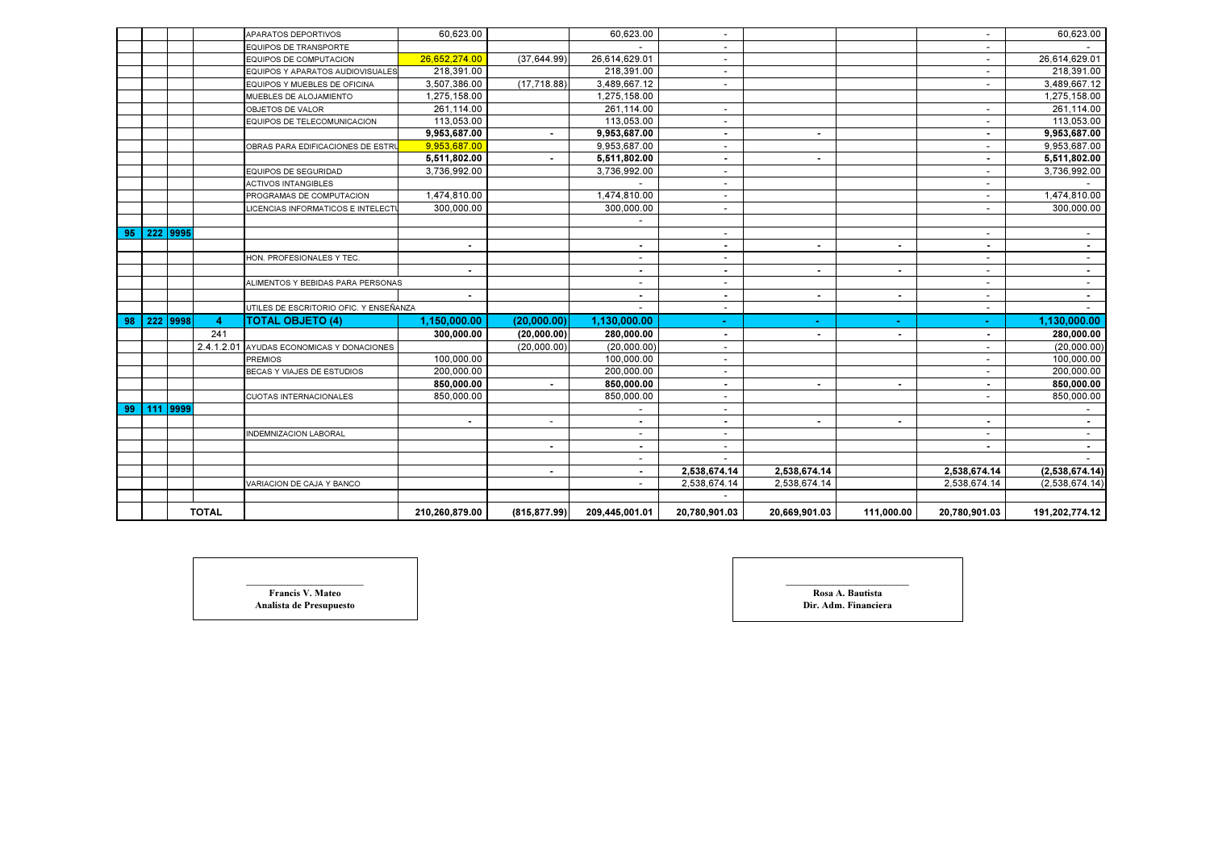| | | | | | | | | | | | | |
|---|---|---|---|---|---|---|---|---|---|---|---|---|
| | | | | APARATOS DEPORTIVOS | 60,623.00 | | 60,623.00 | - | | | - | 60,623.00 |
| | | | | EQUIPOS DE TRANSPORTE | | | - | - | | | - | - |
| | | | | EQUIPOS DE COMPUTACION | 26,652,274.00 | (37,644.99) | 26,614,629.01 | - | | | - | 26,614,629.01 |
| | | | | EQUIPOS Y APARATOS AUDIOVISUALES | 218,391.00 | | 218,391.00 | - | | | - | 218,391.00 |
| | | | | EQUIPOS Y MUEBLES DE OFICINA | 3,507,386.00 | (17,718.88) | 3,489,667.12 | - | | | - | 3,489,667.12 |
| | | | | MUEBLES DE ALOJAMIENTO | 1,275,158.00 | | 1,275,158.00 | | | | | 1,275,158.00 |
| | | | | OBJETOS DE VALOR | 261,114.00 | | 261,114.00 | - | | | - | 261,114.00 |
| | | | | EQUIPOS DE TELECOMUNICACION | 113,053.00 | | 113,053.00 | - | | | - | 113,053.00 |
| | | | | | **9,953,687.00** | **-** | **9,953,687.00** | **-** | **-** | | **-** | **9,953,687.00** |
| | | | | OBRAS PARA EDIFICACIONES DE ESTRU | 9,953,687.00 | | 9,953,687.00 | - | | | - | 9,953,687.00 |
| | | | | | **5,511,802.00** | **-** | **5,511,802.00** | **-** | **-** | | **-** | **5,511,802.00** |
| | | | | EQUIPOS DE SEGURIDAD | 3,736,992.00 | | 3,736,992.00 | - | | | - | 3,736,992.00 |
| | | | | ACTIVOS INTANGIBLES | | | - | - | | | - | - |
| | | | | PROGRAMAS DE COMPUTACION | 1,474,810.00 | | 1,474,810.00 | - | | | - | 1,474,810.00 |
| | | | | LICENCIAS INFORMATICOS E INTELECTU | 300,000.00 | | 300,000.00 | - | | | - | 300,000.00 |
| | | | | | | | - | | | | | |
| 95 | 222 | 9995 | | | | | | - | | | - | - |
| | | | | | - | | - | - | - | - | - | - |
| | | | | HON. PROFESIONALES Y TEC. | | | - | - | | | - | - |
| | | | | | - | | - | - | - | - | - | - |
| | | | | ALIMENTOS Y BEBIDAS PARA PERSONAS | | | - | - | | | - | - |
| | | | | | - | | - | - | - | - | - | - |
| | | | | UTILES DE ESCRITORIO OFIC. Y ENSEÑANZA | | | - | - | | | - | - |
| 98 | 222 | 9998 | 4 | **TOTAL OBJETO (4)** | **1,150,000.00** | **(20,000.00)** | **1,130,000.00** | - | - | - | - | **1,130,000.00** |
| | | | 241 | | **300,000.00** | **(20,000.00)** | **280,000.00** | **-** | **-** | **-** | **-** | **280,000.00** |
| | | | 2.4.1.2.01 | AYUDAS ECONOMICAS Y DONACIONES | | (20,000.00) | (20,000.00) | - | | | - | (20,000.00) |
| | | | | PREMIOS | 100,000.00 | | 100,000.00 | - | | | - | 100,000.00 |
| | | | | BECAS Y VIAJES DE ESTUDIOS | 200,000.00 | | 200,000.00 | - | | | - | 200,000.00 |
| | | | | | **850,000.00** | **-** | **850,000.00** | **-** | **-** | **-** | **-** | **850,000.00** |
| | | | | CUOTAS INTERNACIONALES | 850,000.00 | | 850,000.00 | - | | | - | 850,000.00 |
| 99 | 111 | 9999 | | | | | - | - | | | | - |
| | | | | | - | - | - | - | - | - | - | - |
| | | | | INDEMNIZACION LABORAL | | | - | - | | | - | - |
| | | | | | | - | - | - | | | - | - |
| | | | | | | | - | - | | | | - |
| | | | | | | - | - | **2,538,674.14** | **2,538,674.14** | | **2,538,674.14** | **(2,538,674.14)** |
| | | | | VARIACION DE CAJA Y BANCO | | | - | 2,538,674.14 | 2,538,674.14 | | 2,538,674.14 | (2,538,674.14) |
| | | | | | | | | - | | | | |
| | | | **TOTAL** | | **210,260,879.00** | **(815,877.99)** | **209,445,001.01** | **20,780,901.03** | **20,669,901.03** | **111,000.00** | **20,780,901.03** | **191,202,774.12** |

**Francis V. Mateo**
**Analista de Presupuesto**

**Rosa A. Bautista**
**Dir. Adm. Financiera**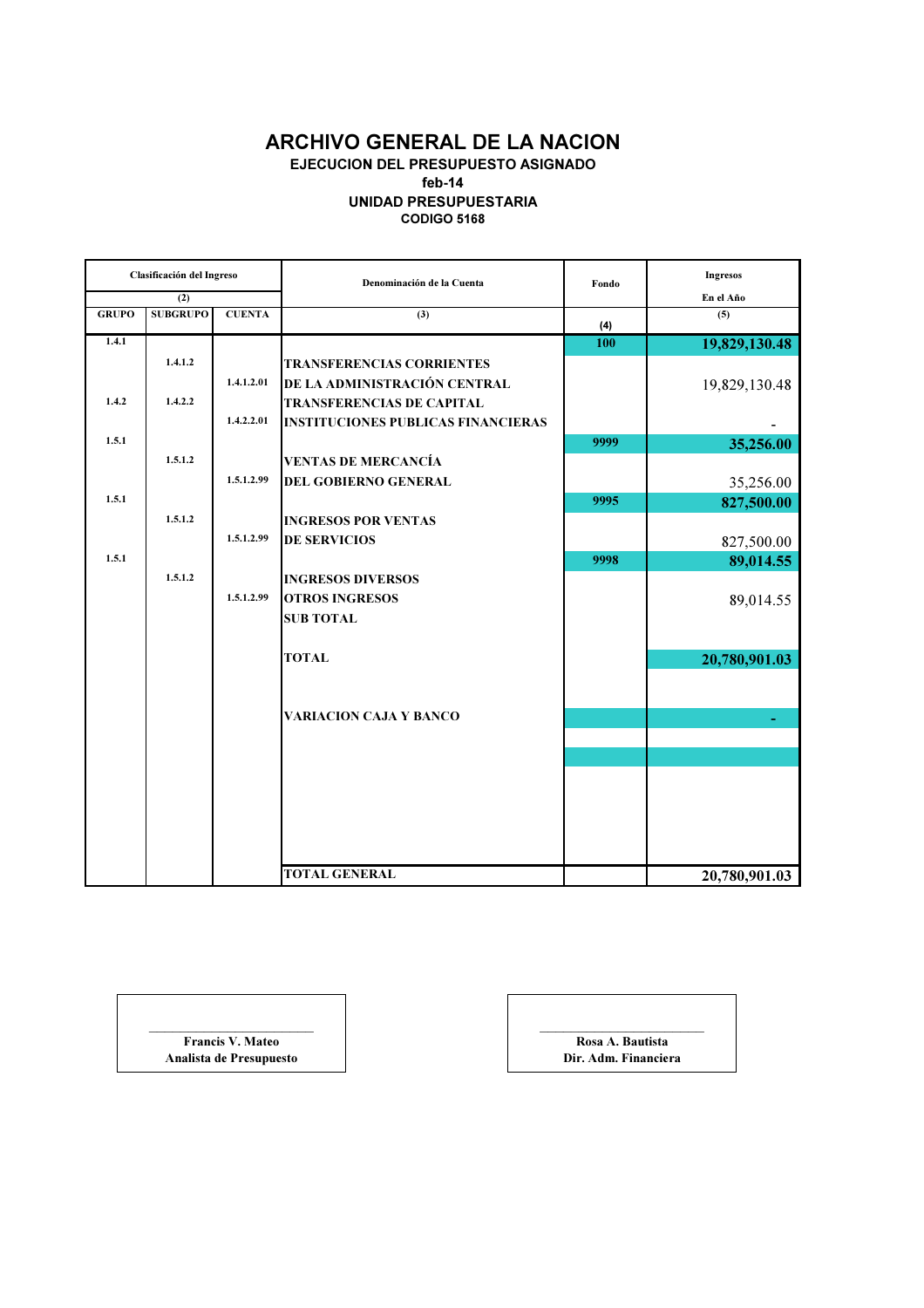# ARCHIVO GENERAL DE LA NACION

**EJECUCION DEL PRESUPUESTO ASIGNADO**

**feb-14**

**UNIDAD PRESUPUESTARIA**

**CODIGO 5168**

| Clasificación del Ingreso | | | Denominación de la Cuenta | Fondo | Ingresos En el Año |
|---|---|---|---|---|---|
| (2) | | | | | |
| GRUPO | SUBGRUPO | CUENTA | (3) | (4) | (5) |
| 1.4.1 | | | | 100 | **19,829,130.48** |
| | 1.4.1.2 | | TRANSFERENCIAS CORRIENTES | | |
| | | 1.4.1.2.01 | DE LA ADMINISTRACIÓN CENTRAL | | 19,829,130.48 |
| 1.4.2 | 1.4.2.2 | | TRANSFERENCIAS DE CAPITAL | | |
| | | 1.4.2.2.01 | INSTITUCIONES PUBLICAS FINANCIERAS | | - |
| 1.5.1 | | | | 9999 | **35,256.00** |
| | 1.5.1.2 | | VENTAS DE MERCANCÍA | | |
| | | 1.5.1.2.99 | DEL GOBIERNO GENERAL | | 35,256.00 |
| 1.5.1 | | | | 9995 | **827,500.00** |
| | 1.5.1.2 | | INGRESOS POR VENTAS | | |
| | | 1.5.1.2.99 | DE SERVICIOS | | 827,500.00 |
| 1.5.1 | | | | 9998 | **89,014.55** |
| | 1.5.1.2 | | INGRESOS DIVERSOS | | |
| | | 1.5.1.2.99 | OTROS INGRESOS | | 89,014.55 |
| | | | SUB TOTAL | | |
| | | | TOTAL | | **20,780,901.03** |
| | | | VARIACION CAJA Y BANCO | | - |
| | | | TOTAL GENERAL | | **20,780,901.03** |

**Francis V. Mateo**
**Analista de Presupuesto**

**Rosa A. Bautista**
**Dir. Adm. Financiera**